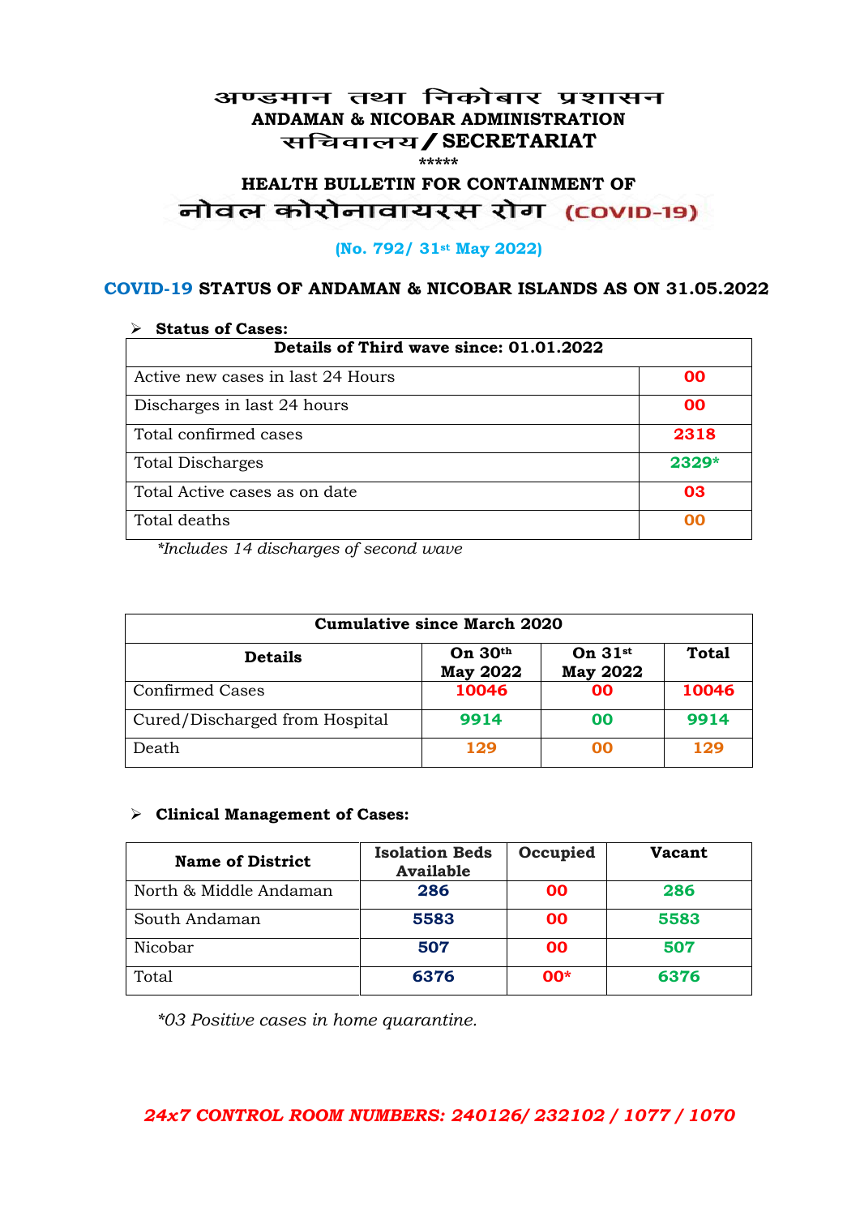# अण्डमान तथा निकोबार प्रशासन
## ANDAMAN & NICOBAR ADMINISTRATION
## सचिवालय / SECRETARIAT

\*\*\*\*\*

## HEALTH BULLETIN FOR CONTAINMENT OF
## नोवल कोरोनावायरस रोग (COVID-19)

**(No. 792/ 31st May 2022)**

### COVID-19 STATUS OF ANDAMAN & NICOBAR ISLANDS AS ON 31.05.2022

- **Status of Cases:**

| Details of Third wave since: 01.01.2022 | |
|---|---|
| Active new cases in last 24 Hours | 00 |
| Discharges in last 24 hours | 00 |
| Total confirmed cases | 2318 |
| Total Discharges | 2329* |
| Total Active cases as on date | 03 |
| Total deaths | 00 |

*Includes 14 discharges of second wave*

| Cumulative since March 2020 | | | |
|---|---|---|---|
| **Details** | **On 30th May 2022** | **On 31st May 2022** | **Total** |
| Confirmed Cases | 10046 | 00 | 10046 |
| Cured/Discharged from Hospital | 9914 | 00 | 9914 |
| Death | 129 | 00 | 129 |

- **Clinical Management of Cases:**

| Name of District | Isolation Beds Available | Occupied | Vacant |
|---|---|---|---|
| North & Middle Andaman | 286 | 00 | 286 |
| South Andaman | 5583 | 00 | 5583 |
| Nicobar | 507 | 00 | 507 |
| Total | 6376 | 00* | 6376 |

*\*03 Positive cases in home quarantine.*

***24x7 CONTROL ROOM NUMBERS: 240126/ 232102 / 1077 / 1070***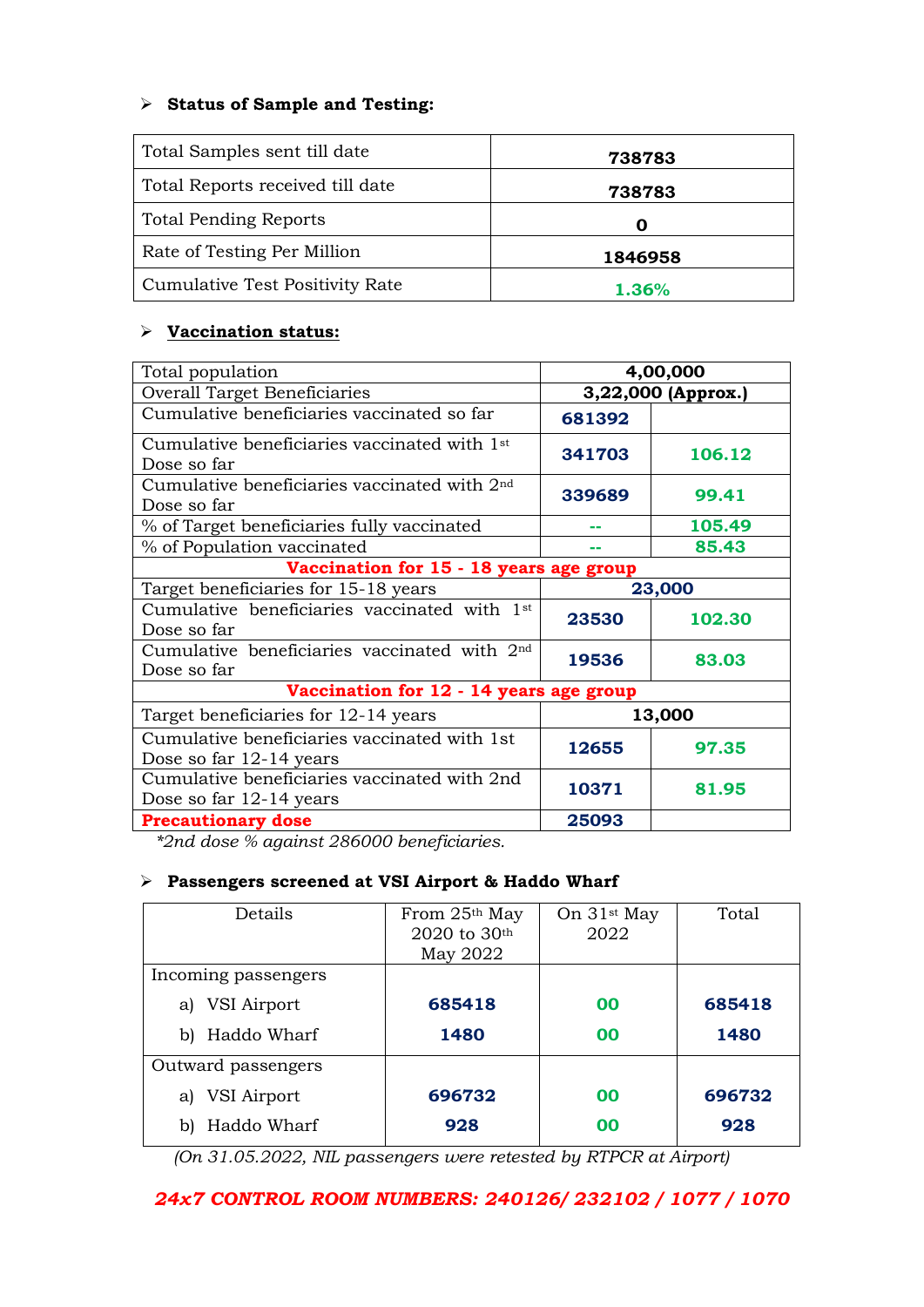- **Status of Sample and Testing:**

| | |
|---|---|
| Total Samples sent till date | **738783** |
| Total Reports received till date | **738783** |
| Total Pending Reports | **0** |
| Rate of Testing Per Million | **1846958** |
| Cumulative Test Positivity Rate | **1.36%** |

- **Vaccination status:**

| | | |
|---|---|---|
| Total population | **4,00,000** | |
| Overall Target Beneficiaries | **3,22,000 (Approx.)** | |
| Cumulative beneficiaries vaccinated so far | **681392** | |
| Cumulative beneficiaries vaccinated with 1st Dose so far | **341703** | **106.12** |
| Cumulative beneficiaries vaccinated with 2nd Dose so far | **339689** | **99.41** |
| % of Target beneficiaries fully vaccinated | -- | **105.49** |
| % of Population vaccinated | -- | **85.43** |
| **Vaccination for 15 - 18 years age group** | | |
| Target beneficiaries for 15-18 years | **23,000** | |
| Cumulative beneficiaries vaccinated with 1st Dose so far | **23530** | **102.30** |
| Cumulative beneficiaries vaccinated with 2nd Dose so far | **19536** | **83.03** |
| **Vaccination for 12 - 14 years age group** | | |
| Target beneficiaries for 12-14 years | **13,000** | |
| Cumulative beneficiaries vaccinated with 1st Dose so far 12-14 years | **12655** | **97.35** |
| Cumulative beneficiaries vaccinated with 2nd Dose so far 12-14 years | **10371** | **81.95** |
| **Precautionary dose** | **25093** | |

*\*2nd dose % against 286000 beneficiaries.*

- **Passengers screened at VSI Airport & Haddo Wharf**

| Details | From 25th May 2020 to 30th May 2022 | On 31st May 2022 | Total |
|---|---|---|---|
| Incoming passengers | | | |
| a) VSI Airport | **685418** | **00** | **685418** |
| b) Haddo Wharf | **1480** | **00** | **1480** |
| Outward passengers | | | |
| a) VSI Airport | **696732** | **00** | **696732** |
| b) Haddo Wharf | **928** | **00** | **928** |

*(On 31.05.2022, NIL passengers were retested by RTPCR at Airport)*

***24x7 CONTROL ROOM NUMBERS: 240126/ 232102 / 1077 / 1070***